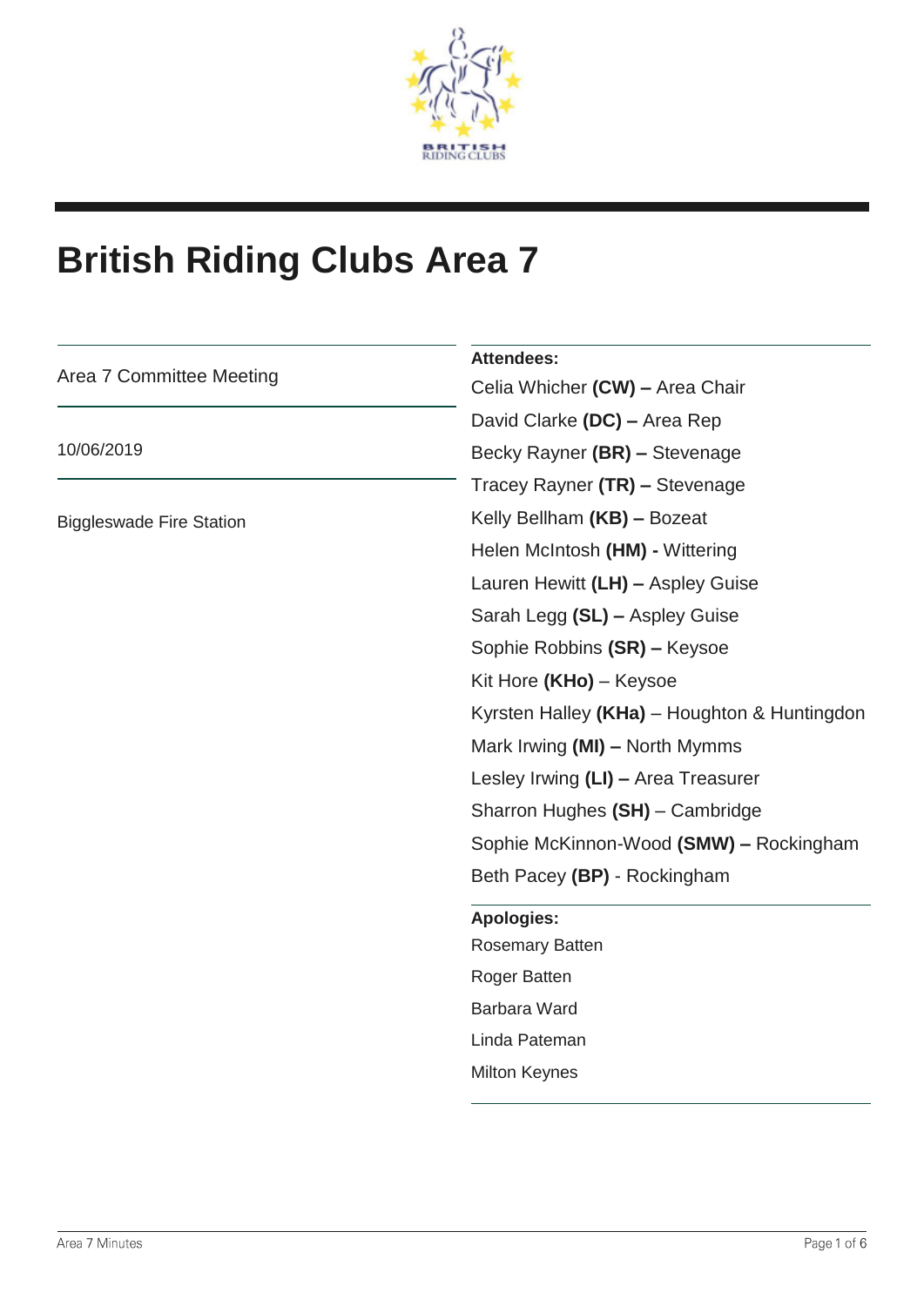# British Riding Clubs Area 7

Area 7 Committee Meeting

10/06/2019

Biggleswade Fire Station

**Attendees:**

Celia Whicher **(CW) –** Area Chair

David Clarke **(DC) –** Area Rep

Becky Rayner **(BR) –** Stevenage

Tracey Rayner **(TR) –** Stevenage

Kelly Bellham **(KB) –** Bozeat

Helen McIntosh **(HM) -** Wittering

Lauren Hewitt **(LH) –** Aspley Guise

Sarah Legg **(SL) –** Aspley Guise

Sophie Robbins **(SR) –** Keysoe

Kit Hore **(KHo)** – Keysoe

Kyrsten Halley **(KHa)** – Houghton & Huntingdon

Mark Irwing **(MI) –** North Mymms

Lesley Irwing **(LI) –** Area Treasurer

Sharron Hughes **(SH)** – Cambridge

Sophie McKinnon-Wood **(SMW) –** Rockingham

Beth Pacey **(BP)** - Rockingham

**Apologies:**

Rosemary Batten

Roger Batten

Barbara Ward

Linda Pateman

Milton Keynes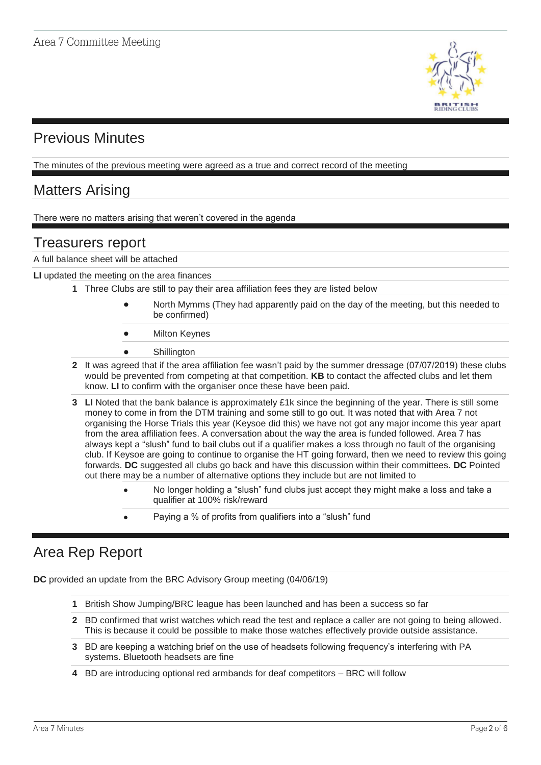## Previous Minutes

The minutes of the previous meeting were agreed as a true and correct record of the meeting

## Matters Arising

There were no matters arising that weren't covered in the agenda

## Treasurers report

A full balance sheet will be attached

**LI** updated the meeting on the area finances

1. Three Clubs are still to pay their area affiliation fees they are listed below
   - North Mymms (They had apparently paid on the day of the meeting, but this needed to be confirmed)
   - Milton Keynes
   - Shillington
2. It was agreed that if the area affiliation fee wasn't paid by the summer dressage (07/07/2019) these clubs would be prevented from competing at that competition. **KB** to contact the affected clubs and let them know. **LI** to confirm with the organiser once these have been paid.
3. **LI** Noted that the bank balance is approximately £1k since the beginning of the year. There is still some money to come in from the DTM training and some still to go out. It was noted that with Area 7 not organising the Horse Trials this year (Keysoe did this) we have not got any major income this year apart from the area affiliation fees. A conversation about the way the area is funded followed. Area 7 has always kept a "slush" fund to bail clubs out if a qualifier makes a loss through no fault of the organising club. If Keysoe are going to continue to organise the HT going forward, then we need to review this going forwards. **DC** suggested all clubs go back and have this discussion within their committees. **DC** Pointed out there may be a number of alternative options they include but are not limited to
   - No longer holding a "slush" fund clubs just accept they might make a loss and take a qualifier at 100% risk/reward
   - Paying a % of profits from qualifiers into a "slush" fund

## Area Rep Report

**DC** provided an update from the BRC Advisory Group meeting (04/06/19)

1. British Show Jumping/BRC league has been launched and has been a success so far
2. BD confirmed that wrist watches which read the test and replace a caller are not going to being allowed. This is because it could be possible to make those watches effectively provide outside assistance.
3. BD are keeping a watching brief on the use of headsets following frequency's interfering with PA systems. Bluetooth headsets are fine
4. BD are introducing optional red armbands for deaf competitors – BRC will follow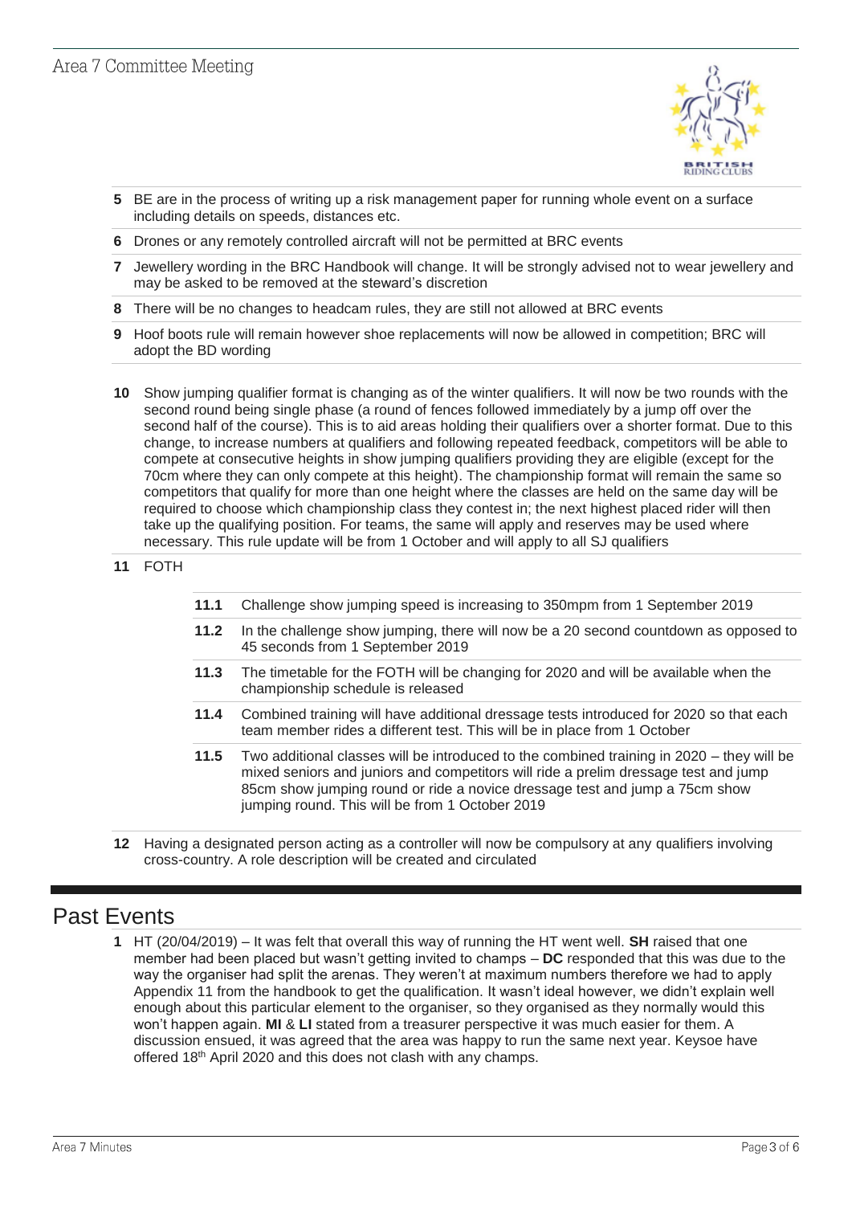5 BE are in the process of writing up a risk management paper for running whole event on a surface including details on speeds, distances etc.

6 Drones or any remotely controlled aircraft will not be permitted at BRC events

7 Jewellery wording in the BRC Handbook will change. It will be strongly advised not to wear jewellery and may be asked to be removed at the steward's discretion

8 There will be no changes to headcam rules, they are still not allowed at BRC events

9 Hoof boots rule will remain however shoe replacements will now be allowed in competition; BRC will adopt the BD wording

10 Show jumping qualifier format is changing as of the winter qualifiers. It will now be two rounds with the second round being single phase (a round of fences followed immediately by a jump off over the second half of the course). This is to aid areas holding their qualifiers over a shorter format. Due to this change, to increase numbers at qualifiers and following repeated feedback, competitors will be able to compete at consecutive heights in show jumping qualifiers providing they are eligible (except for the 70cm where they can only compete at this height). The championship format will remain the same so competitors that qualify for more than one height where the classes are held on the same day will be required to choose which championship class they contest in; the next highest placed rider will then take up the qualifying position. For teams, the same will apply and reserves may be used where necessary. This rule update will be from 1 October and will apply to all SJ qualifiers

11 FOTH

- **11.1** Challenge show jumping speed is increasing to 350mpm from 1 September 2019
- **11.2** In the challenge show jumping, there will now be a 20 second countdown as opposed to 45 seconds from 1 September 2019
- **11.3** The timetable for the FOTH will be changing for 2020 and will be available when the championship schedule is released
- **11.4** Combined training will have additional dressage tests introduced for 2020 so that each team member rides a different test. This will be in place from 1 October
- **11.5** Two additional classes will be introduced to the combined training in 2020 – they will be mixed seniors and juniors and competitors will ride a prelim dressage test and jump 85cm show jumping round or ride a novice dressage test and jump a 75cm show jumping round. This will be from 1 October 2019

12 Having a designated person acting as a controller will now be compulsory at any qualifiers involving cross-country. A role description will be created and circulated

# Past Events

1 HT (20/04/2019) – It was felt that overall this way of running the HT went well. **SH** raised that one member had been placed but wasn't getting invited to champs – **DC** responded that this was due to the way the organiser had split the arenas. They weren't at maximum numbers therefore we had to apply Appendix 11 from the handbook to get the qualification. It wasn't ideal however, we didn't explain well enough about this particular element to the organiser, so they organised as they normally would this won't happen again. **MI** & **LI** stated from a treasurer perspective it was much easier for them. A discussion ensued, it was agreed that the area was happy to run the same next year. Keysoe have offered 18th April 2020 and this does not clash with any champs.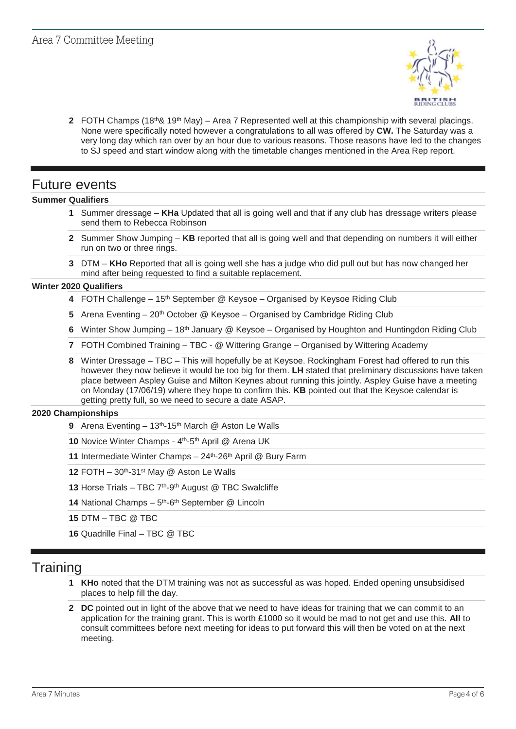2. FOTH Champs (18th & 19th May) – Area 7 Represented well at this championship with several placings. None were specifically noted however a congratulations to all was offered by **CW.** The Saturday was a very long day which ran over by an hour due to various reasons. Those reasons have led to the changes to SJ speed and start window along with the timetable changes mentioned in the Area Rep report.

## Future events

### Summer Qualifiers

1. Summer dressage – **KHa** Updated that all is going well and that if any club has dressage writers please send them to Rebecca Robinson
2. Summer Show Jumping – **KB** reported that all is going well and that depending on numbers it will either run on two or three rings.
3. DTM – **KHo** Reported that all is going well she has a judge who did pull out but has now changed her mind after being requested to find a suitable replacement.

### Winter 2020 Qualifiers

4. FOTH Challenge – 15th September @ Keysoe – Organised by Keysoe Riding Club
5. Arena Eventing – 20th October @ Keysoe – Organised by Cambridge Riding Club
6. Winter Show Jumping – 18th January @ Keysoe – Organised by Houghton and Huntingdon Riding Club
7. FOTH Combined Training – TBC - @ Wittering Grange – Organised by Wittering Academy
8. Winter Dressage – TBC – This will hopefully be at Keysoe. Rockingham Forest had offered to run this however they now believe it would be too big for them. **LH** stated that preliminary discussions have taken place between Aspley Guise and Milton Keynes about running this jointly. Aspley Guise have a meeting on Monday (17/06/19) where they hope to confirm this. **KB** pointed out that the Keysoe calendar is getting pretty full, so we need to secure a date ASAP.

### 2020 Championships

9. Arena Eventing – 13th-15th March @ Aston Le Walls
10. Novice Winter Champs - 4th-5th April @ Arena UK
11. Intermediate Winter Champs – 24th-26th April @ Bury Farm
12. FOTH – 30th-31st May @ Aston Le Walls
13. Horse Trials – TBC 7th-9th August @ TBC Swalcliffe
14. National Champs – 5th-6th September @ Lincoln
15. DTM – TBC @ TBC
16. Quadrille Final – TBC @ TBC

## Training

1. **KHo** noted that the DTM training was not as successful as was hoped. Ended opening unsubsidised places to help fill the day.
2. **DC** pointed out in light of the above that we need to have ideas for training that we can commit to an application for the training grant. This is worth £1000 so it would be mad to not get and use this. **All** to consult committees before next meeting for ideas to put forward this will then be voted on at the next meeting.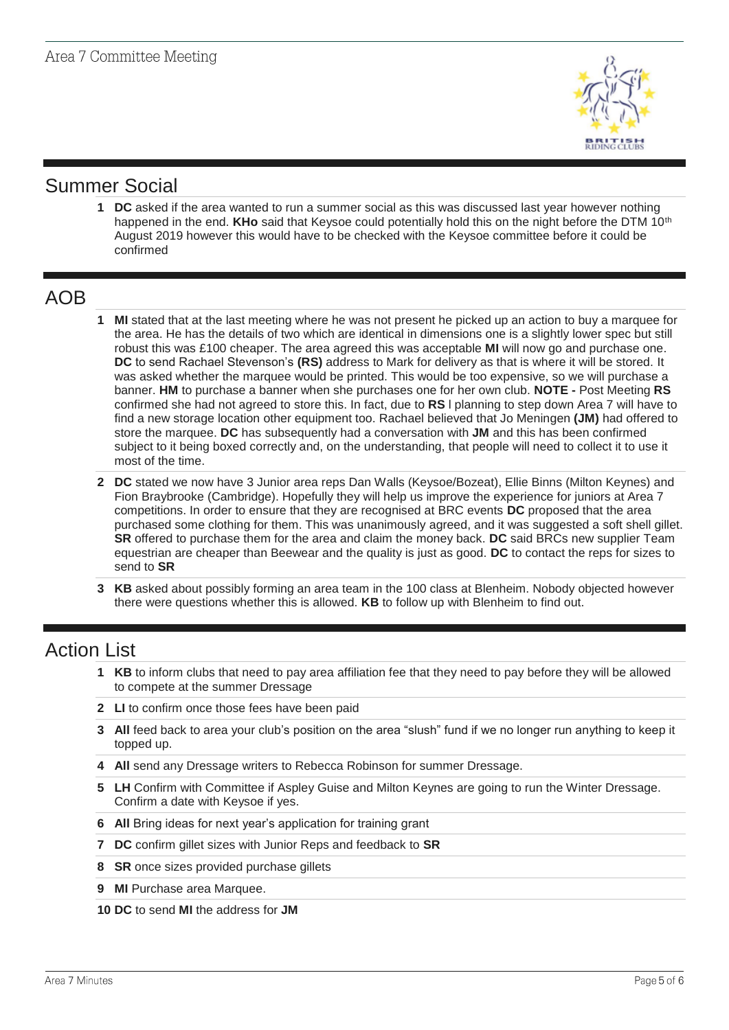## Summer Social

1. **DC** asked if the area wanted to run a summer social as this was discussed last year however nothing happened in the end. **KHo** said that Keysoe could potentially hold this on the night before the DTM 10th August 2019 however this would have to be checked with the Keysoe committee before it could be confirmed

## AOB

1. **MI** stated that at the last meeting where he was not present he picked up an action to buy a marquee for the area. He has the details of two which are identical in dimensions one is a slightly lower spec but still robust this was £100 cheaper. The area agreed this was acceptable **MI** will now go and purchase one. **DC** to send Rachael Stevenson's **(RS)** address to Mark for delivery as that is where it will be stored. It was asked whether the marquee would be printed. This would be too expensive, so we will purchase a banner. **HM** to purchase a banner when she purchases one for her own club. **NOTE -** Post Meeting **RS** confirmed she had not agreed to store this. In fact, due to **RS** l planning to step down Area 7 will have to find a new storage location other equipment too. Rachael believed that Jo Meningen **(JM)** had offered to store the marquee. **DC** has subsequently had a conversation with **JM** and this has been confirmed subject to it being boxed correctly and, on the understanding, that people will need to collect it to use it most of the time.
2. **DC** stated we now have 3 Junior area reps Dan Walls (Keysoe/Bozeat), Ellie Binns (Milton Keynes) and Fion Braybrooke (Cambridge). Hopefully they will help us improve the experience for juniors at Area 7 competitions. In order to ensure that they are recognised at BRC events **DC** proposed that the area purchased some clothing for them. This was unanimously agreed, and it was suggested a soft shell gillet. **SR** offered to purchase them for the area and claim the money back. **DC** said BRCs new supplier Team equestrian are cheaper than Beewear and the quality is just as good. **DC** to contact the reps for sizes to send to **SR**
3. **KB** asked about possibly forming an area team in the 100 class at Blenheim. Nobody objected however there were questions whether this is allowed. **KB** to follow up with Blenheim to find out.

## Action List

1. **KB** to inform clubs that need to pay area affiliation fee that they need to pay before they will be allowed to compete at the summer Dressage
2. **LI** to confirm once those fees have been paid
3. **All** feed back to area your club's position on the area "slush" fund if we no longer run anything to keep it topped up.
4. **All** send any Dressage writers to Rebecca Robinson for summer Dressage.
5. **LH** Confirm with Committee if Aspley Guise and Milton Keynes are going to run the Winter Dressage. Confirm a date with Keysoe if yes.
6. **All** Bring ideas for next year's application for training grant
7. **DC** confirm gillet sizes with Junior Reps and feedback to **SR**
8. **SR** once sizes provided purchase gillets
9. **MI** Purchase area Marquee.
10. **DC** to send **MI** the address for **JM**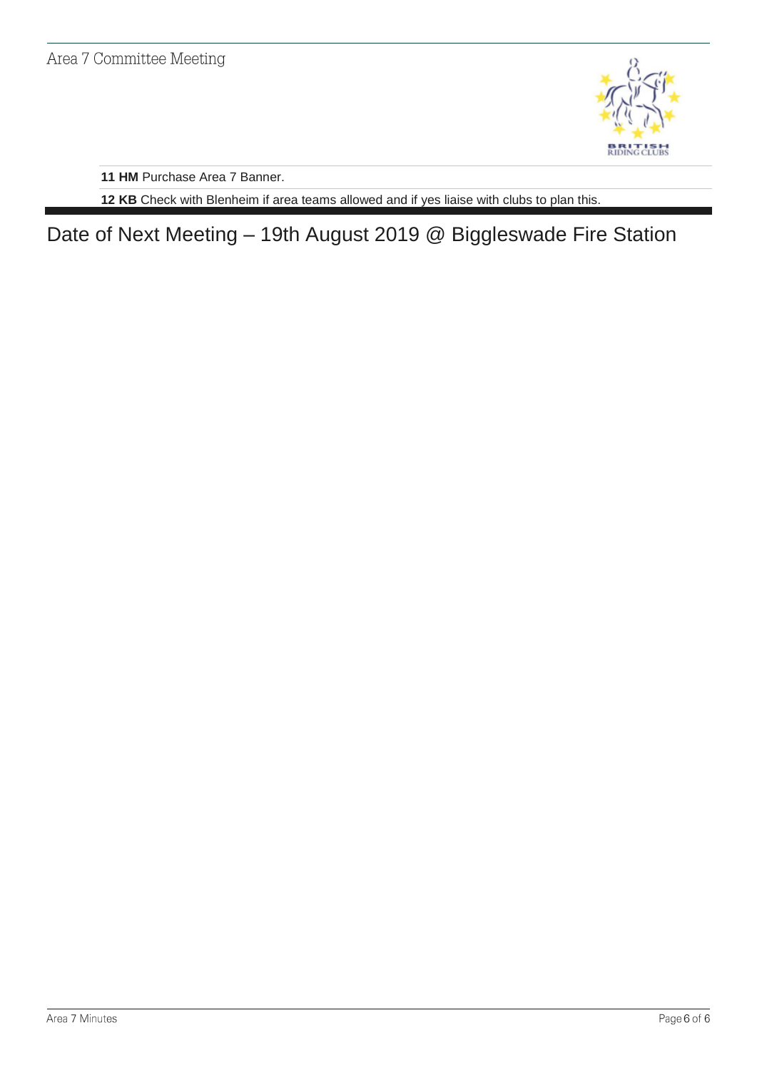**11 HM** Purchase Area 7 Banner.

**12 KB** Check with Blenheim if area teams allowed and if yes liaise with clubs to plan this.

# Date of Next Meeting – 19th August 2019 @ Biggleswade Fire Station